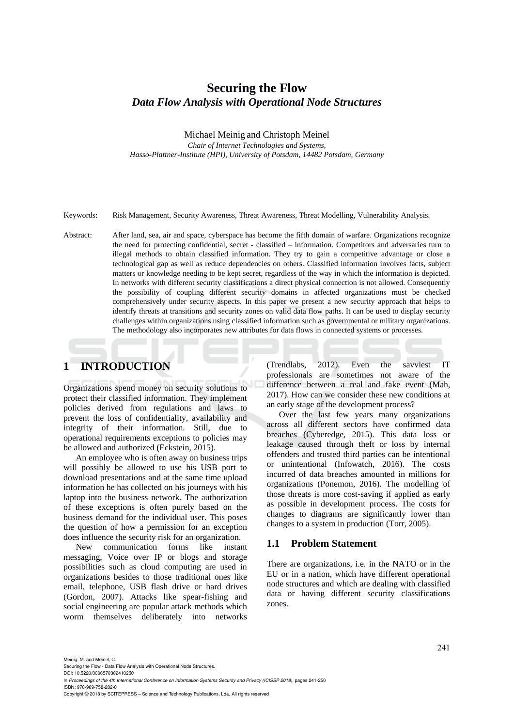# Securing the Flow

## *Data Flow Analysis with Operational Node Structures*

Michael Meinig and Christoph Meinel

*Chair of Internet Technologies and Systems,*
*Hasso-Plattner-Institute (HPI), University of Potsdam, 14482 Potsdam, Germany*

Keywords: Risk Management, Security Awareness, Threat Awareness, Threat Modelling, Vulnerability Analysis.

Abstract: After land, sea, air and space, cyberspace has become the fifth domain of warfare. Organizations recognize the need for protecting confidential, secret - classified – information. Competitors and adversaries turn to illegal methods to obtain classified information. They try to gain a competitive advantage or close a technological gap as well as reduce dependencies on others. Classified information involves facts, subject matters or knowledge needing to be kept secret, regardless of the way in which the information is depicted. In networks with different security classifications a direct physical connection is not allowed. Consequently the possibility of coupling different security domains in affected organizations must be checked comprehensively under security aspects. In this paper we present a new security approach that helps to identify threats at transitions and security zones on valid data flow paths. It can be used to display security challenges within organizations using classified information such as governmental or military organizations. The methodology also incorporates new attributes for data flows in connected systems or processes.

## 1 INTRODUCTION

Organizations spend money on security solutions to protect their classified information. They implement policies derived from regulations and laws to prevent the loss of confidentiality, availability and integrity of their information. Still, due to operational requirements exceptions to policies may be allowed and authorized (Eckstein, 2015).

An employee who is often away on business trips will possibly be allowed to use his USB port to download presentations and at the same time upload information he has collected on his journeys with his laptop into the business network. The authorization of these exceptions is often purely based on the business demand for the individual user. This poses the question of how a permission for an exception does influence the security risk for an organization.

New communication forms like instant messaging, Voice over IP or blogs and storage possibilities such as cloud computing are used in organizations besides to those traditional ones like email, telephone, USB flash drive or hard drives (Gordon, 2007). Attacks like spear-fishing and social engineering are popular attack methods which worm themselves deliberately into networks (Trendlabs, 2012). Even the savviest IT professionals are sometimes not aware of the difference between a real and fake event (Mah, 2017). How can we consider these new conditions at an early stage of the development process?

Over the last few years many organizations across all different sectors have confirmed data breaches (Cyberedge, 2015). This data loss or leakage caused through theft or loss by internal offenders and trusted third parties can be intentional or unintentional (Infowatch, 2016). The costs incurred of data breaches amounted in millions for organizations (Ponemon, 2016). The modelling of those threats is more cost-saving if applied as early as possible in development process. The costs for changes to diagrams are significantly lower than changes to a system in production (Torr, 2005).

### 1.1 Problem Statement

There are organizations, i.e. in the NATO or in the EU or in a nation, which have different operational node structures and which are dealing with classified data or having different security classifications zones.

Meinig, M. and Meinel, C.
Securing the Flow - Data Flow Analysis with Operational Node Structures.
DOI: 10.5220/0006570302410250
In *Proceedings of the 4th International Conference on Information Systems Security and Privacy (ICISSP 2018)*, pages 241-250
ISBN: 978-989-758-282-0
Copyright © 2018 by SCITEPRESS – Science and Technology Publications, Lda. All rights reserved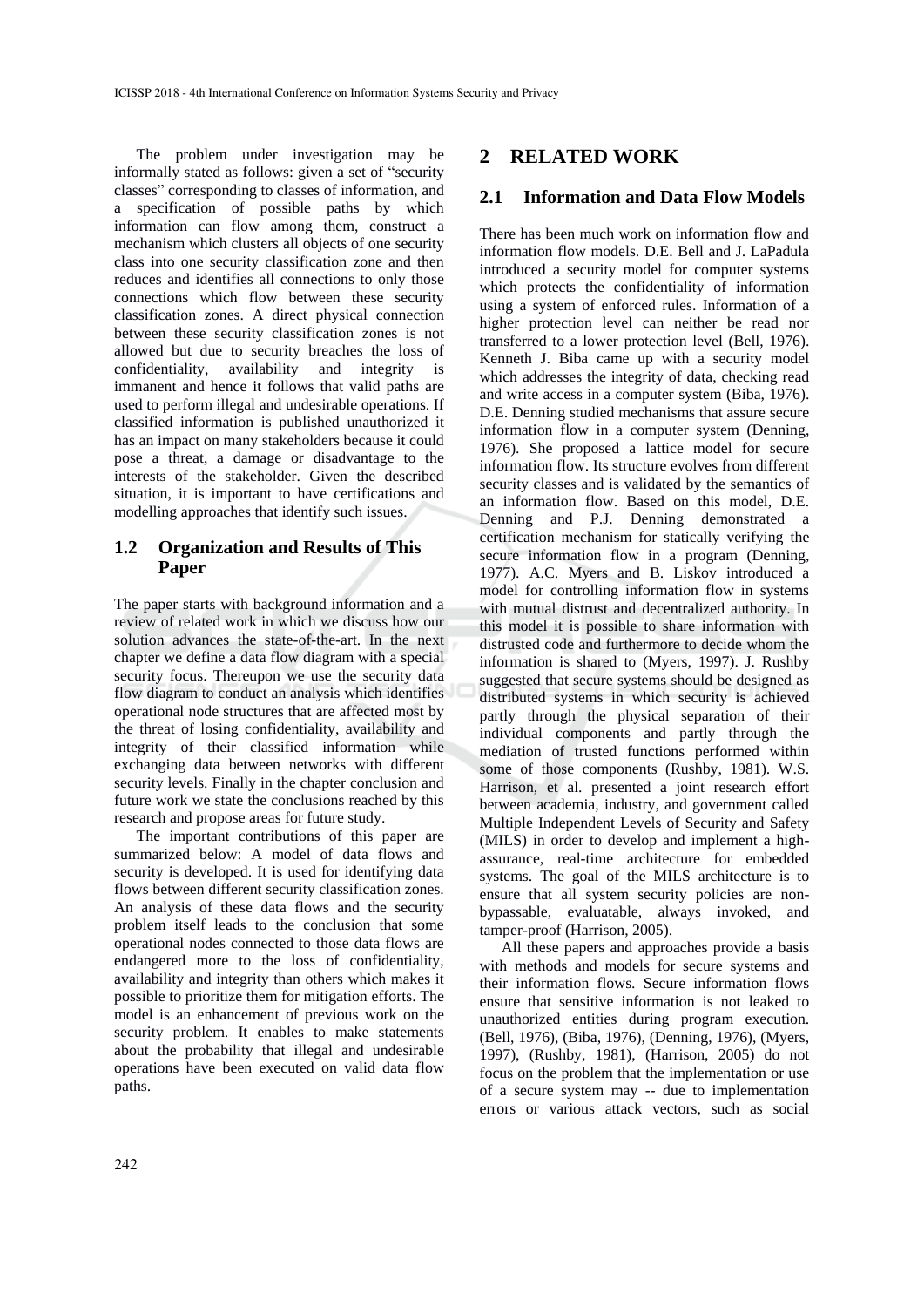The problem under investigation may be informally stated as follows: given a set of "security classes" corresponding to classes of information, and a specification of possible paths by which information can flow among them, construct a mechanism which clusters all objects of one security class into one security classification zone and then reduces and identifies all connections to only those connections which flow between these security classification zones. A direct physical connection between these security classification zones is not allowed but due to security breaches the loss of confidentiality, availability and integrity is immanent and hence it follows that valid paths are used to perform illegal and undesirable operations. If classified information is published unauthorized it has an impact on many stakeholders because it could pose a threat, a damage or disadvantage to the interests of the stakeholder. Given the described situation, it is important to have certifications and modelling approaches that identify such issues.

### 1.2 Organization and Results of This Paper

The paper starts with background information and a review of related work in which we discuss how our solution advances the state-of-the-art. In the next chapter we define a data flow diagram with a special security focus. Thereupon we use the security data flow diagram to conduct an analysis which identifies operational node structures that are affected most by the threat of losing confidentiality, availability and integrity of their classified information while exchanging data between networks with different security levels. Finally in the chapter conclusion and future work we state the conclusions reached by this research and propose areas for future study.

The important contributions of this paper are summarized below: A model of data flows and security is developed. It is used for identifying data flows between different security classification zones. An analysis of these data flows and the security problem itself leads to the conclusion that some operational nodes connected to those data flows are endangered more to the loss of confidentiality, availability and integrity than others which makes it possible to prioritize them for mitigation efforts. The model is an enhancement of previous work on the security problem. It enables to make statements about the probability that illegal and undesirable operations have been executed on valid data flow paths.

## 2 RELATED WORK

### 2.1 Information and Data Flow Models

There has been much work on information flow and information flow models. D.E. Bell and J. LaPadula introduced a security model for computer systems which protects the confidentiality of information using a system of enforced rules. Information of a higher protection level can neither be read nor transferred to a lower protection level (Bell, 1976). Kenneth J. Biba came up with a security model which addresses the integrity of data, checking read and write access in a computer system (Biba, 1976). D.E. Denning studied mechanisms that assure secure information flow in a computer system (Denning, 1976). She proposed a lattice model for secure information flow. Its structure evolves from different security classes and is validated by the semantics of an information flow. Based on this model, D.E. Denning and P.J. Denning demonstrated a certification mechanism for statically verifying the secure information flow in a program (Denning, 1977). A.C. Myers and B. Liskov introduced a model for controlling information flow in systems with mutual distrust and decentralized authority. In this model it is possible to share information with distrusted code and furthermore to decide whom the information is shared to (Myers, 1997). J. Rushby suggested that secure systems should be designed as distributed systems in which security is achieved partly through the physical separation of their individual components and partly through the mediation of trusted functions performed within some of those components (Rushby, 1981). W.S. Harrison, et al. presented a joint research effort between academia, industry, and government called Multiple Independent Levels of Security and Safety (MILS) in order to develop and implement a high-assurance, real-time architecture for embedded systems. The goal of the MILS architecture is to ensure that all system security policies are non-bypassable, evaluatable, always invoked, and tamper-proof (Harrison, 2005).

All these papers and approaches provide a basis with methods and models for secure systems and their information flows. Secure information flows ensure that sensitive information is not leaked to unauthorized entities during program execution. (Bell, 1976), (Biba, 1976), (Denning, 1976), (Myers, 1997), (Rushby, 1981), (Harrison, 2005) do not focus on the problem that the implementation or use of a secure system may -- due to implementation errors or various attack vectors, such as social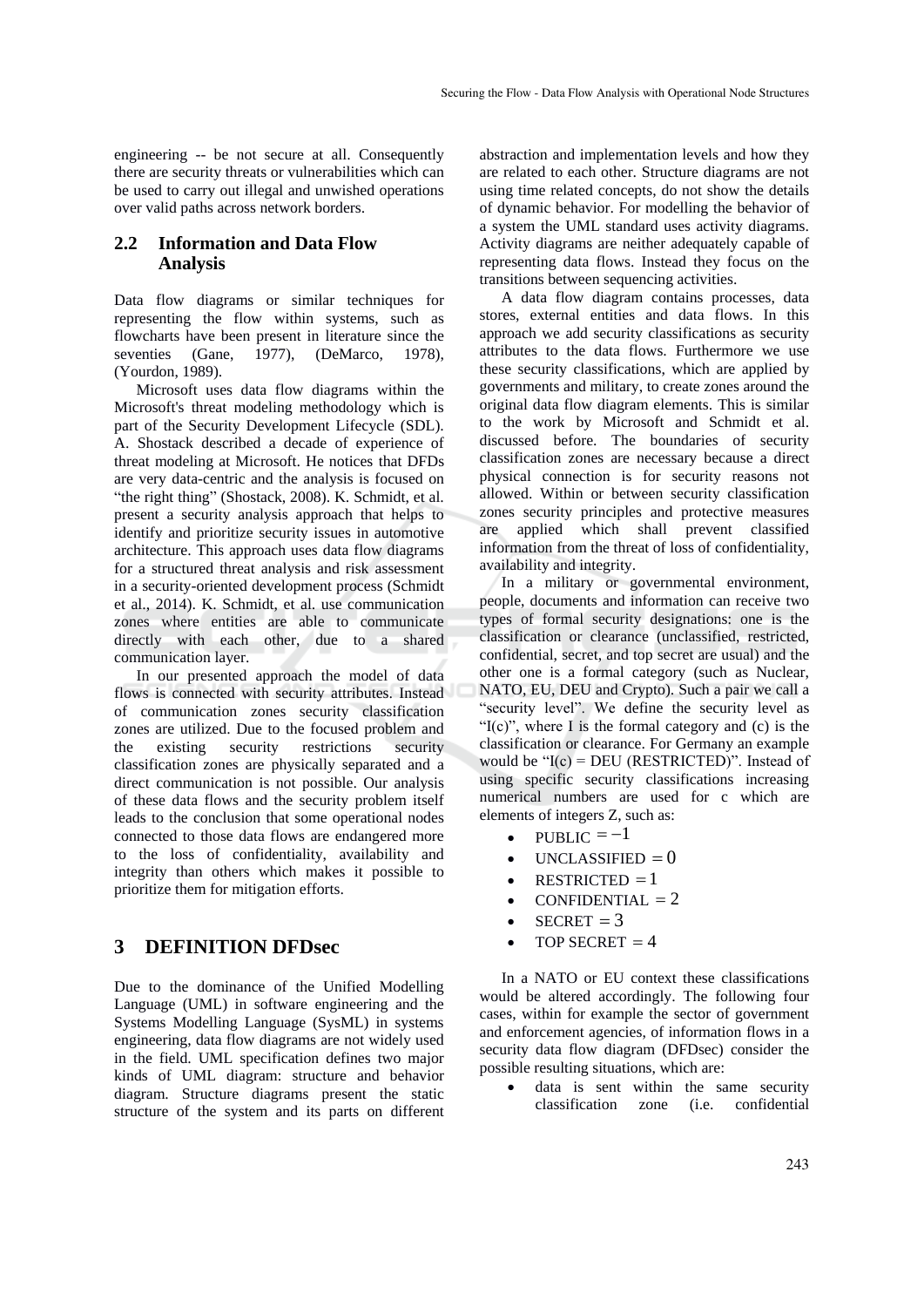engineering -- be not secure at all. Consequently there are security threats or vulnerabilities which can be used to carry out illegal and unwished operations over valid paths across network borders.

## 2.2 Information and Data Flow Analysis

Data flow diagrams or similar techniques for representing the flow within systems, such as flowcharts have been present in literature since the seventies (Gane, 1977), (DeMarco, 1978), (Yourdon, 1989).

Microsoft uses data flow diagrams within the Microsoft's threat modeling methodology which is part of the Security Development Lifecycle (SDL). A. Shostack described a decade of experience of threat modeling at Microsoft. He notices that DFDs are very data-centric and the analysis is focused on "the right thing" (Shostack, 2008). K. Schmidt, et al. present a security analysis approach that helps to identify and prioritize security issues in automotive architecture. This approach uses data flow diagrams for a structured threat analysis and risk assessment in a security-oriented development process (Schmidt et al., 2014). K. Schmidt, et al. use communication zones where entities are able to communicate directly with each other, due to a shared communication layer.

In our presented approach the model of data flows is connected with security attributes. Instead of communication zones security classification zones are utilized. Due to the focused problem and the existing security restrictions security classification zones are physically separated and a direct communication is not possible. Our analysis of these data flows and the security problem itself leads to the conclusion that some operational nodes connected to those data flows are endangered more to the loss of confidentiality, availability and integrity than others which makes it possible to prioritize them for mitigation efforts.

# 3 DEFINITION DFDsec

Due to the dominance of the Unified Modelling Language (UML) in software engineering and the Systems Modelling Language (SysML) in systems engineering, data flow diagrams are not widely used in the field. UML specification defines two major kinds of UML diagram: structure and behavior diagram. Structure diagrams present the static structure of the system and its parts on different abstraction and implementation levels and how they are related to each other. Structure diagrams are not using time related concepts, do not show the details of dynamic behavior. For modelling the behavior of a system the UML standard uses activity diagrams. Activity diagrams are neither adequately capable of representing data flows. Instead they focus on the transitions between sequencing activities.

A data flow diagram contains processes, data stores, external entities and data flows. In this approach we add security classifications as security attributes to the data flows. Furthermore we use these security classifications, which are applied by governments and military, to create zones around the original data flow diagram elements. This is similar to the work by Microsoft and Schmidt et al. discussed before. The boundaries of security classification zones are necessary because a direct physical connection is for security reasons not allowed. Within or between security classification zones security principles and protective measures are applied which shall prevent classified information from the threat of loss of confidentiality, availability and integrity.

In a military or governmental environment, people, documents and information can receive two types of formal security designations: one is the classification or clearance (unclassified, restricted, confidential, secret, and top secret are usual) and the other one is a formal category (such as Nuclear, NATO, EU, DEU and Crypto). Such a pair we call a "security level". We define the security level as "I(c)", where I is the formal category and (c) is the classification or clearance. For Germany an example would be "I(c) = DEU (RESTRICTED)". Instead of using specific security classifications increasing numerical numbers are used for c which are elements of integers Z, such as:

- PUBLIC $= -1$
- UNCLASSIFIED $= 0$
- RESTRICTED $= 1$
- CONFIDENTIAL $= 2$
- SECRET $= 3$
- TOP SECRET $= 4$

In a NATO or EU context these classifications would be altered accordingly. The following four cases, within for example the sector of government and enforcement agencies, of information flows in a security data flow diagram (DFDsec) consider the possible resulting situations, which are:

- data is sent within the same security classification zone (i.e. confidential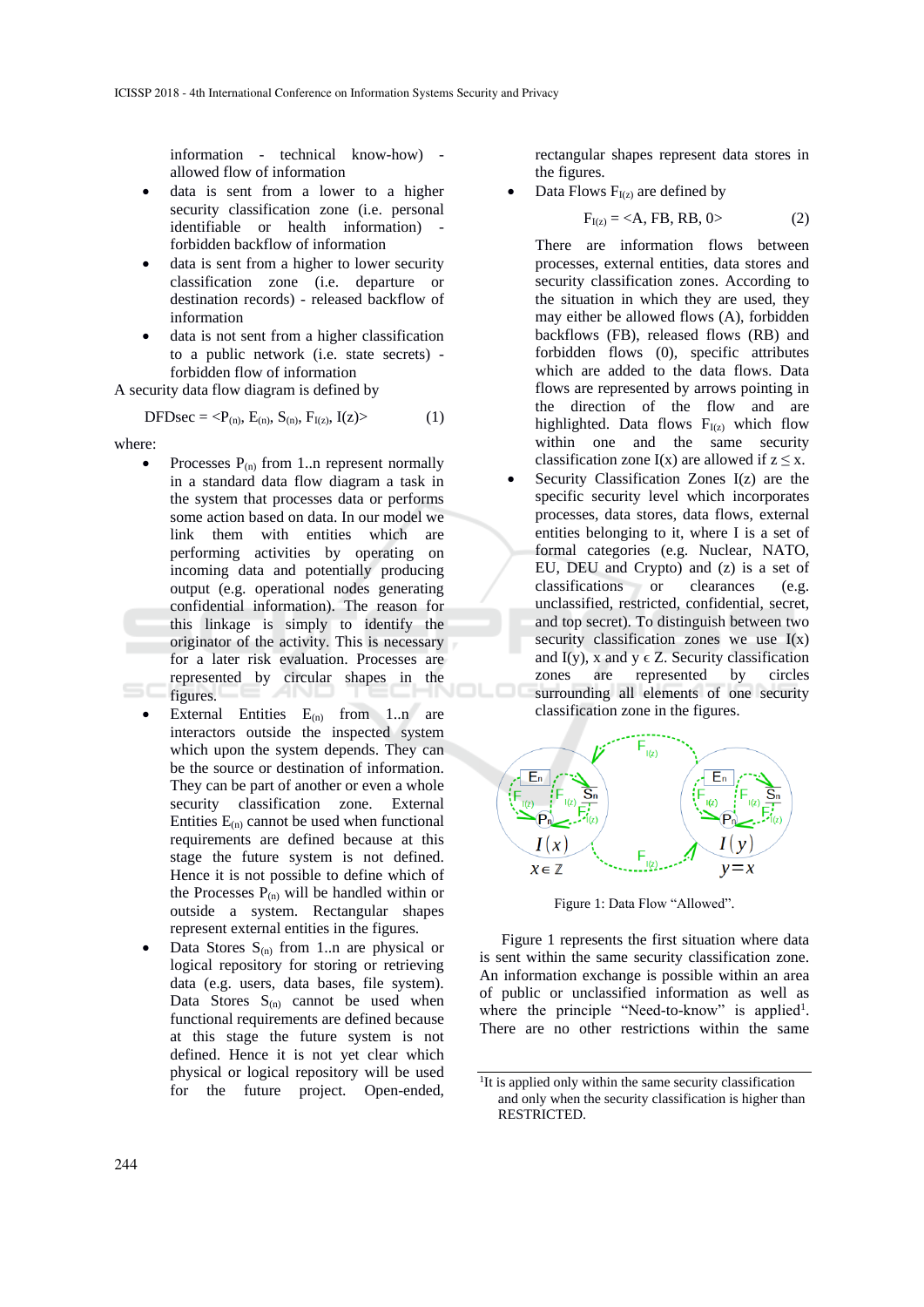information - technical know-how) - allowed flow of information

- data is sent from a lower to a higher security classification zone (i.e. personal identifiable or health information) - forbidden backflow of information
- data is sent from a higher to lower security classification zone (i.e. departure or destination records) - released backflow of information
- data is not sent from a higher classification to a public network (i.e. state secrets) - forbidden flow of information

A security data flow diagram is defined by

$$DFDsec = \langle P_{(n)}, E_{(n)}, S_{(n)}, F_{I(z)}, I(z) \rangle \quad (1)$$

where:

- Processes $P_{(n)}$ from 1..n represent normally in a standard data flow diagram a task in the system that processes data or performs some action based on data. In our model we link them with entities which are performing activities by operating on incoming data and potentially producing output (e.g. operational nodes generating confidential information). The reason for this linkage is simply to identify the originator of the activity. This is necessary for a later risk evaluation. Processes are represented by circular shapes in the figures.
- External Entities $E_{(n)}$ from 1..n are interactors outside the inspected system which upon the system depends. They can be the source or destination of information. They can be part of another or even a whole security classification zone. External Entities $E_{(n)}$ cannot be used when functional requirements are defined because at this stage the future system is not defined. Hence it is not possible to define which of the Processes $P_{(n)}$ will be handled within or outside a system. Rectangular shapes represent external entities in the figures.
- Data Stores $S_{(n)}$ from 1..n are physical or logical repository for storing or retrieving data (e.g. users, data bases, file system). Data Stores $S_{(n)}$ cannot be used when functional requirements are defined because at this stage the future system is not defined. Hence it is not yet clear which physical or logical repository will be used for the future project. Open-ended, rectangular shapes represent data stores in the figures.
- Data Flows $F_{I(z)}$ are defined by

$$F_{I(z)} = \langle A, FB, RB, 0 \rangle \quad (2)$$

There are information flows between processes, external entities, data stores and security classification zones. According to the situation in which they are used, they may either be allowed flows (A), forbidden backflows (FB), released flows (RB) and forbidden flows (0), specific attributes which are added to the data flows. Data flows are represented by arrows pointing in the direction of the flow and are highlighted. Data flows $F_{I(z)}$ which flow within one and the same security classification zone $I(x)$ are allowed if $z \leq x$.

- Security Classification Zones $I(z)$ are the specific security level which incorporates processes, data stores, data flows, external entities belonging to it, where I is a set of formal categories (e.g. Nuclear, NATO, EU, DEU and Crypto) and (z) is a set of classifications or clearances (e.g. unclassified, restricted, confidential, secret, and top secret). To distinguish between two security classification zones we use $I(x)$ and $I(y)$, x and $y \in Z$. Security classification zones are represented by circles surrounding all elements of one security classification zone in the figures.

Figure 1: Data Flow "Allowed".

Figure 1 represents the first situation where data is sent within the same security classification zone. An information exchange is possible within an area of public or unclassified information as well as where the principle "Need-to-know" is applied[1]. There are no other restrictions within the same

[1] It is applied only within the same security classification and only when the security classification is higher than RESTRICTED.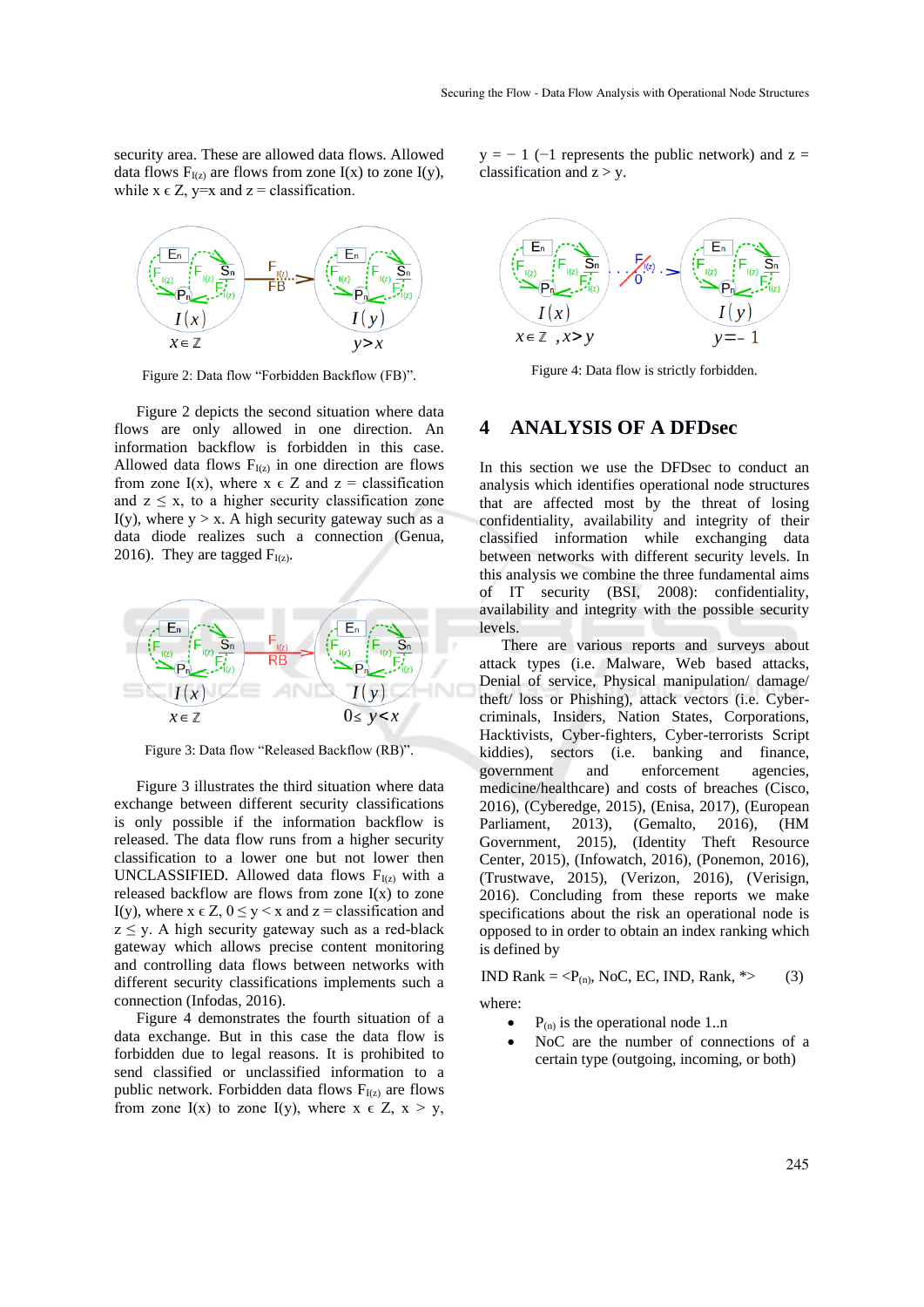security area. These are allowed data flows. Allowed data flows $F_{I(z)}$ are flows from zone I(x) to zone I(y), while x ϵ Z, y=x and z = classification.

Figure 2: Data flow "Forbidden Backflow (FB)".

Figure 2 depicts the second situation where data flows are only allowed in one direction. An information backflow is forbidden in this case. Allowed data flows $F_{I(z)}$ in one direction are flows from zone I(x), where x ϵ Z and z = classification and z ≤ x, to a higher security classification zone I(y), where y > x. A high security gateway such as a data diode realizes such a connection (Genua, 2016). They are tagged $F_{I(z)}$.

Figure 3: Data flow "Released Backflow (RB)".

Figure 3 illustrates the third situation where data exchange between different security classifications is only possible if the information backflow is released. The data flow runs from a higher security classification to a lower one but not lower then UNCLASSIFIED. Allowed data flows $F_{I(z)}$ with a released backflow are flows from zone I(x) to zone I(y), where x ϵ Z, 0 ≤ y < x and z = classification and z ≤ y. A high security gateway such as a red-black gateway which allows precise content monitoring and controlling data flows between networks with different security classifications implements such a connection (Infodas, 2016).

Figure 4 demonstrates the fourth situation of a data exchange. But in this case the data flow is forbidden due to legal reasons. It is prohibited to send classified or unclassified information to a public network. Forbidden data flows $F_{I(z)}$ are flows from zone I(x) to zone I(y), where x ϵ Z, x > y, y = − 1 (−1 represents the public network) and z = classification and z > y.

Figure 4: Data flow is strictly forbidden.

## 4 ANALYSIS OF A DFDsec

In this section we use the DFDsec to conduct an analysis which identifies operational node structures that are affected most by the threat of losing confidentiality, availability and integrity of their classified information while exchanging data between networks with different security levels. In this analysis we combine the three fundamental aims of IT security (BSI, 2008): confidentiality, availability and integrity with the possible security levels.

There are various reports and surveys about attack types (i.e. Malware, Web based attacks, Denial of service, Physical manipulation/ damage/ theft/ loss or Phishing), attack vectors (i.e. Cyber-criminals, Insiders, Nation States, Corporations, Hacktivists, Cyber-fighters, Cyber-terrorists Script kiddies), sectors (i.e. banking and finance, government and enforcement agencies, medicine/healthcare) and costs of breaches (Cisco, 2016), (Cyberedge, 2015), (Enisa, 2017), (European Parliament, 2013), (Gemalto, 2016), (HM Government, 2015), (Identity Theft Resource Center, 2015), (Infowatch, 2016), (Ponemon, 2016), (Trustwave, 2015), (Verizon, 2016), (Verisign, 2016). Concluding from these reports we make specifications about the risk an operational node is opposed to in order to obtain an index ranking which is defined by

$$\text{IND Rank} = \langle P_{(n)}, \text{NoC}, \text{EC}, \text{IND}, \text{Rank}, * \rangle \quad (3)$$

where:

- $P_{(n)}$ is the operational node 1..n
- NoC are the number of connections of a certain type (outgoing, incoming, or both)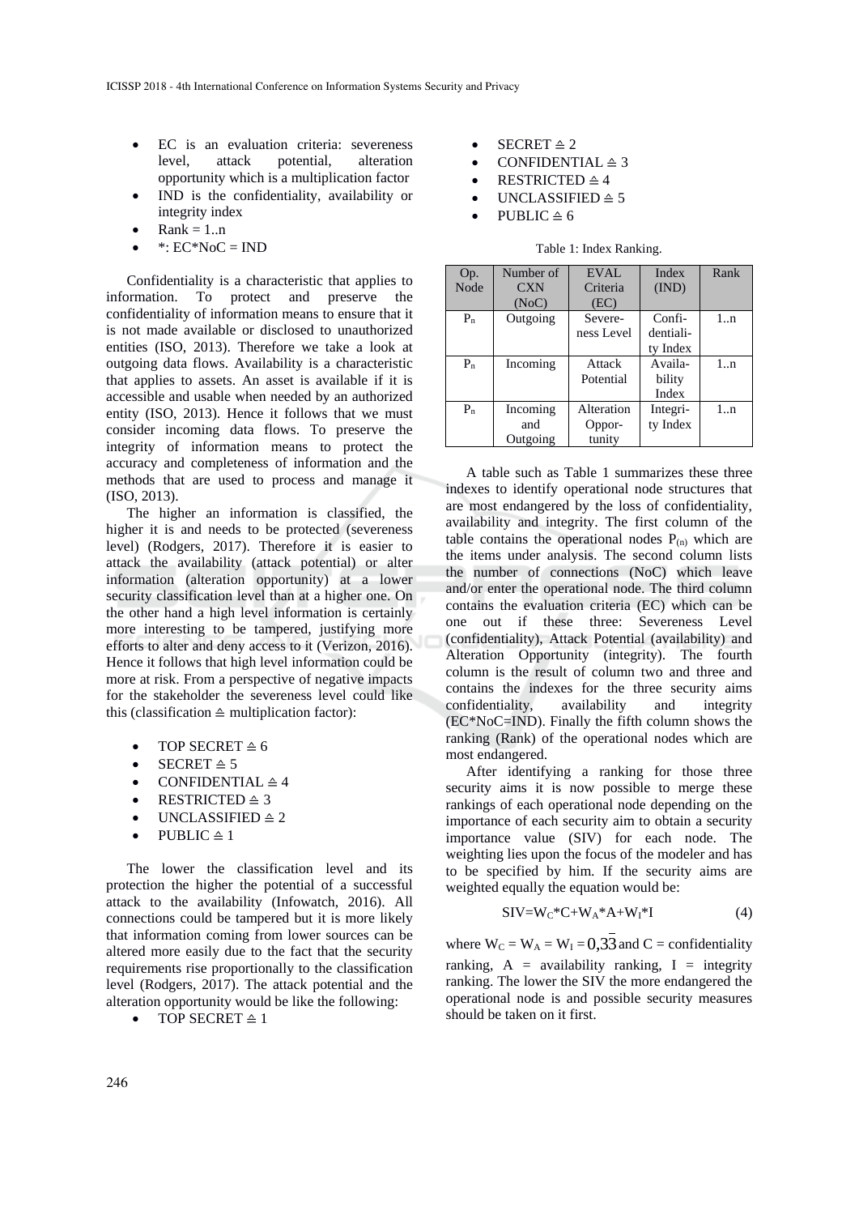- EC is an evaluation criteria: severeness level, attack potential, alteration opportunity which is a multiplication factor
- IND is the confidentiality, availability or integrity index
- Rank = 1..n
- *: EC*NoC = IND

Confidentiality is a characteristic that applies to information. To protect and preserve the confidentiality of information means to ensure that it is not made available or disclosed to unauthorized entities (ISO, 2013). Therefore we take a look at outgoing data flows. Availability is a characteristic that applies to assets. An asset is available if it is accessible and usable when needed by an authorized entity (ISO, 2013). Hence it follows that we must consider incoming data flows. To preserve the integrity of information means to protect the accuracy and completeness of information and the methods that are used to process and manage it (ISO, 2013).

The higher an information is classified, the higher it is and needs to be protected (severeness level) (Rodgers, 2017). Therefore it is easier to attack the availability (attack potential) or alter information (alteration opportunity) at a lower security classification level than at a higher one. On the other hand a high level information is certainly more interesting to be tampered, justifying more efforts to alter and deny access to it (Verizon, 2016). Hence it follows that high level information could be more at risk. From a perspective of negative impacts for the stakeholder the severeness level could like this (classification ≙ multiplication factor):

- TOP SECRET ≙ 6
- SECRET ≙ 5
- CONFIDENTIAL ≙ 4
- RESTRICTED ≙ 3
- UNCLASSIFIED ≙ 2
- PUBLIC ≙ 1

The lower the classification level and its protection the higher the potential of a successful attack to the availability (Infowatch, 2016). All connections could be tampered but it is more likely that information coming from lower sources can be altered more easily due to the fact that the security requirements rise proportionally to the classification level (Rodgers, 2017). The attack potential and the alteration opportunity would be like the following:

- TOP SECRET ≙ 1
- SECRET ≙ 2
- CONFIDENTIAL ≙ 3
- RESTRICTED ≙ 4
- UNCLASSIFIED ≙ 5
- PUBLIC ≙ 6

Table 1: Index Ranking.

| Op. Node | Number of CXN (NoC) | EVAL Criteria (EC) | Index (IND) | Rank |
|---|---|---|---|---|
| $P_n$ | Outgoing | Severeness Level | Confidentiality Index | 1..n |
| $P_n$ | Incoming | Attack Potential | Availability Index | 1..n |
| $P_n$ | Incoming and Outgoing | Alteration Opportunity | Integrity Index | 1..n |

A table such as Table 1 summarizes these three indexes to identify operational node structures that are most endangered by the loss of confidentiality, availability and integrity. The first column of the table contains the operational nodes $P_{(n)}$ which are the items under analysis. The second column lists the number of connections (NoC) which leave and/or enter the operational node. The third column contains the evaluation criteria (EC) which can be one out if these three: Severeness Level (confidentiality), Attack Potential (availability) and Alteration Opportunity (integrity). The fourth column is the result of column two and three and contains the indexes for the three security aims confidentiality, availability and integrity (EC*NoC=IND). Finally the fifth column shows the ranking (Rank) of the operational nodes which are most endangered.

After identifying a ranking for those three security aims it is now possible to merge these rankings of each operational node depending on the importance of each security aim to obtain a security importance value (SIV) for each node. The weighting lies upon the focus of the modeler and has to be specified by him. If the security aims are weighted equally the equation would be:

$$SIV = W_C*C + W_A*A + W_I*I \tag{4}$$

where $W_C = W_A = W_I = 0{,}3\overline{3}$ and C = confidentiality ranking, A = availability ranking, I = integrity ranking. The lower the SIV the more endangered the operational node is and possible security measures should be taken on it first.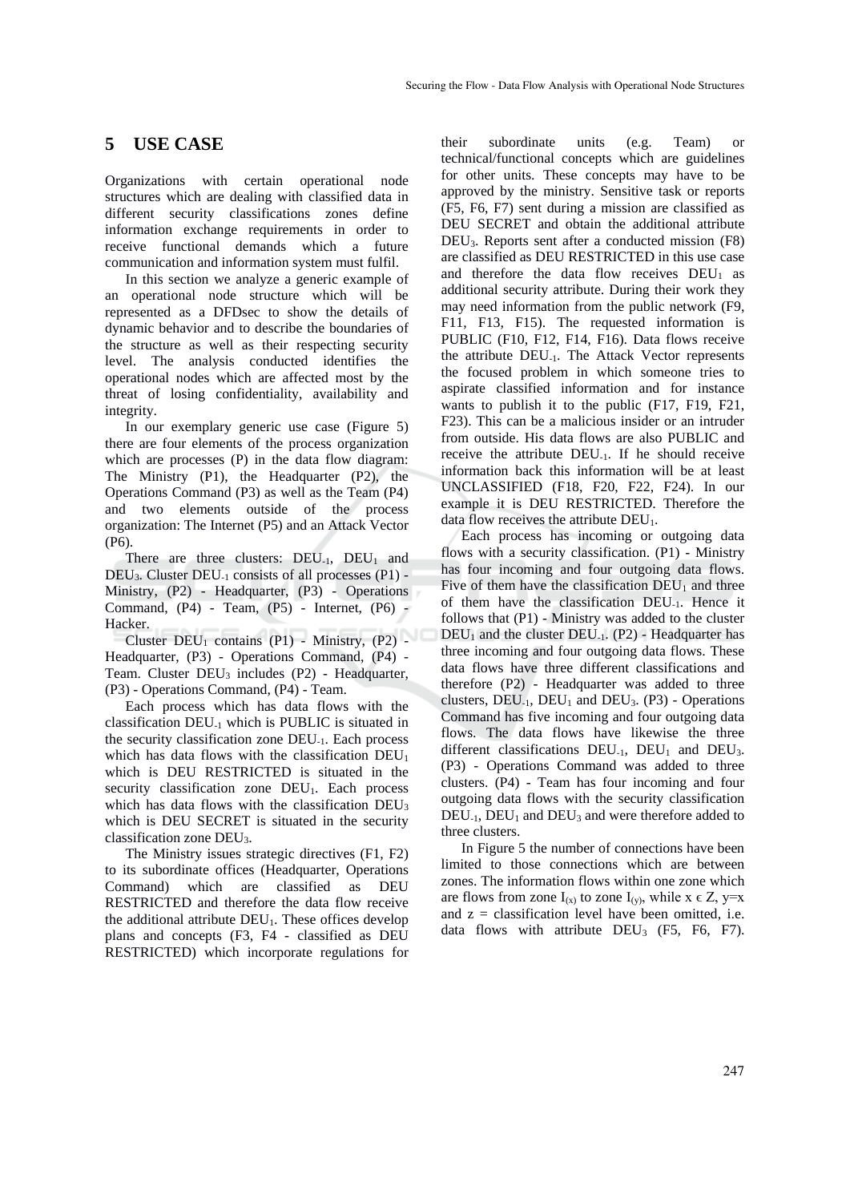# 5 USE CASE

Organizations with certain operational node structures which are dealing with classified data in different security classifications zones define information exchange requirements in order to receive functional demands which a future communication and information system must fulfil.

In this section we analyze a generic example of an operational node structure which will be represented as a DFDsec to show the details of dynamic behavior and to describe the boundaries of the structure as well as their respecting security level. The analysis conducted identifies the operational nodes which are affected most by the threat of losing confidentiality, availability and integrity.

In our exemplary generic use case (Figure 5) there are four elements of the process organization which are processes (P) in the data flow diagram: The Ministry (P1), the Headquarter (P2), the Operations Command (P3) as well as the Team (P4) and two elements outside of the process organization: The Internet (P5) and an Attack Vector (P6).

There are three clusters: $DEU_{-1}$, $DEU_1$ and $DEU_3$. Cluster $DEU_{-1}$ consists of all processes (P1) - Ministry, (P2) - Headquarter, (P3) - Operations Command, (P4) - Team, (P5) - Internet, (P6) - Hacker.

Cluster $DEU_1$ contains (P1) - Ministry, (P2) - Headquarter, (P3) - Operations Command, (P4) - Team. Cluster $DEU_3$ includes (P2) - Headquarter, (P3) - Operations Command, (P4) - Team.

Each process which has data flows with the classification $DEU_{-1}$ which is PUBLIC is situated in the security classification zone $DEU_{-1}$. Each process which has data flows with the classification $DEU_1$ which is DEU RESTRICTED is situated in the security classification zone $DEU_1$. Each process which has data flows with the classification $DEU_3$ which is DEU SECRET is situated in the security classification zone $DEU_3$.

The Ministry issues strategic directives (F1, F2) to its subordinate offices (Headquarter, Operations Command) which are classified as DEU RESTRICTED and therefore the data flow receive the additional attribute $DEU_1$. These offices develop plans and concepts (F3, F4 - classified as DEU RESTRICTED) which incorporate regulations for their subordinate units (e.g. Team) or technical/functional concepts which are guidelines for other units. These concepts may have to be approved by the ministry. Sensitive task or reports (F5, F6, F7) sent during a mission are classified as DEU SECRET and obtain the additional attribute $DEU_3$. Reports sent after a conducted mission (F8) are classified as DEU RESTRICTED in this use case and therefore the data flow receives $DEU_1$ as additional security attribute. During their work they may need information from the public network (F9, F11, F13, F15). The requested information is PUBLIC (F10, F12, F14, F16). Data flows receive the attribute $DEU_{-1}$. The Attack Vector represents the focused problem in which someone tries to aspirate classified information and for instance wants to publish it to the public (F17, F19, F21, F23). This can be a malicious insider or an intruder from outside. His data flows are also PUBLIC and receive the attribute $DEU_{-1}$. If he should receive information back this information will be at least UNCLASSIFIED (F18, F20, F22, F24). In our example it is DEU RESTRICTED. Therefore the data flow receives the attribute $DEU_1$.

Each process has incoming or outgoing data flows with a security classification. (P1) - Ministry has four incoming and four outgoing data flows. Five of them have the classification $DEU_1$ and three of them have the classification $DEU_{-1}$. Hence it follows that (P1) - Ministry was added to the cluster $DEU_1$ and the cluster $DEU_{-1}$. (P2) - Headquarter has three incoming and four outgoing data flows. These data flows have three different classifications and therefore (P2) - Headquarter was added to three clusters, $DEU_{-1}$, $DEU_1$ and $DEU_3$. (P3) - Operations Command has five incoming and four outgoing data flows. The data flows have likewise the three different classifications $DEU_{-1}$, $DEU_1$ and $DEU_3$. (P3) - Operations Command was added to three clusters. (P4) - Team has four incoming and four outgoing data flows with the security classification $DEU_{-1}$, $DEU_1$ and $DEU_3$ and were therefore added to three clusters.

In Figure 5 the number of connections have been limited to those connections which are between zones. The information flows within one zone which are flows from zone $I_{(x)}$ to zone $I_{(y)}$, while $x \in Z$, $y=x$ and $z$ = classification level have been omitted, i.e. data flows with attribute $DEU_3$ (F5, F6, F7).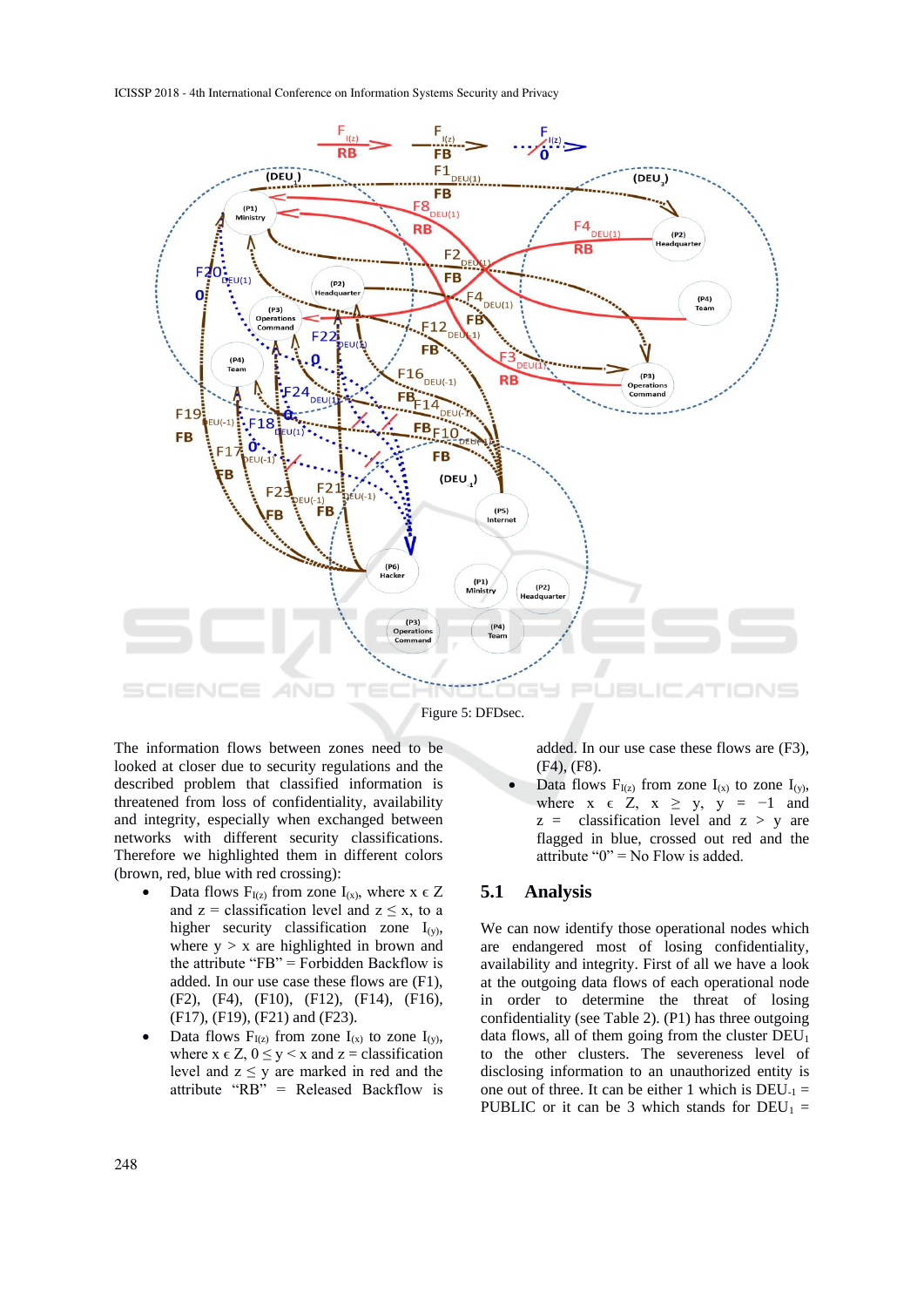Figure 5: DFDsec.

The information flows between zones need to be looked at closer due to security regulations and the described problem that classified information is threatened from loss of confidentiality, availability and integrity, especially when exchanged between networks with different security classifications. Therefore we highlighted them in different colors (brown, red, blue with red crossing):

- Data flows $F_{I(z)}$ from zone $I_{(x)}$, where $x \in Z$ and $z$ = classification level and $z \leq x$, to a higher security classification zone $I_{(y)}$, where $y > x$ are highlighted in brown and the attribute "FB" = Forbidden Backflow is added. In our use case these flows are (F1), (F2), (F4), (F10), (F12), (F14), (F16), (F17), (F19), (F21) and (F23).
- Data flows $F_{I(z)}$ from zone $I_{(x)}$ to zone $I_{(y)}$, where $x \in Z$, $0 \leq y < x$ and $z$ = classification level and $z \leq y$ are marked in red and the attribute "RB" = Released Backflow is added. In our use case these flows are (F3), (F4), (F8).
- Data flows $F_{I(z)}$ from zone $I_{(x)}$ to zone $I_{(y)}$, where $x \in Z$, $x \geq y$, $y = -1$ and $z$ = classification level and $z > y$ are flagged in blue, crossed out red and the attribute "0" = No Flow is added.

## 5.1 Analysis

We can now identify those operational nodes which are endangered most of losing confidentiality, availability and integrity. First of all we have a look at the outgoing data flows of each operational node in order to determine the threat of losing confidentiality (see Table 2). (P1) has three outgoing data flows, all of them going from the cluster $DEU_1$ to the other clusters. The severeness level of disclosing information to an unauthorized entity is one out of three. It can be either 1 which is $DEU_{-1}$ = PUBLIC or it can be 3 which stands for $DEU_1$ =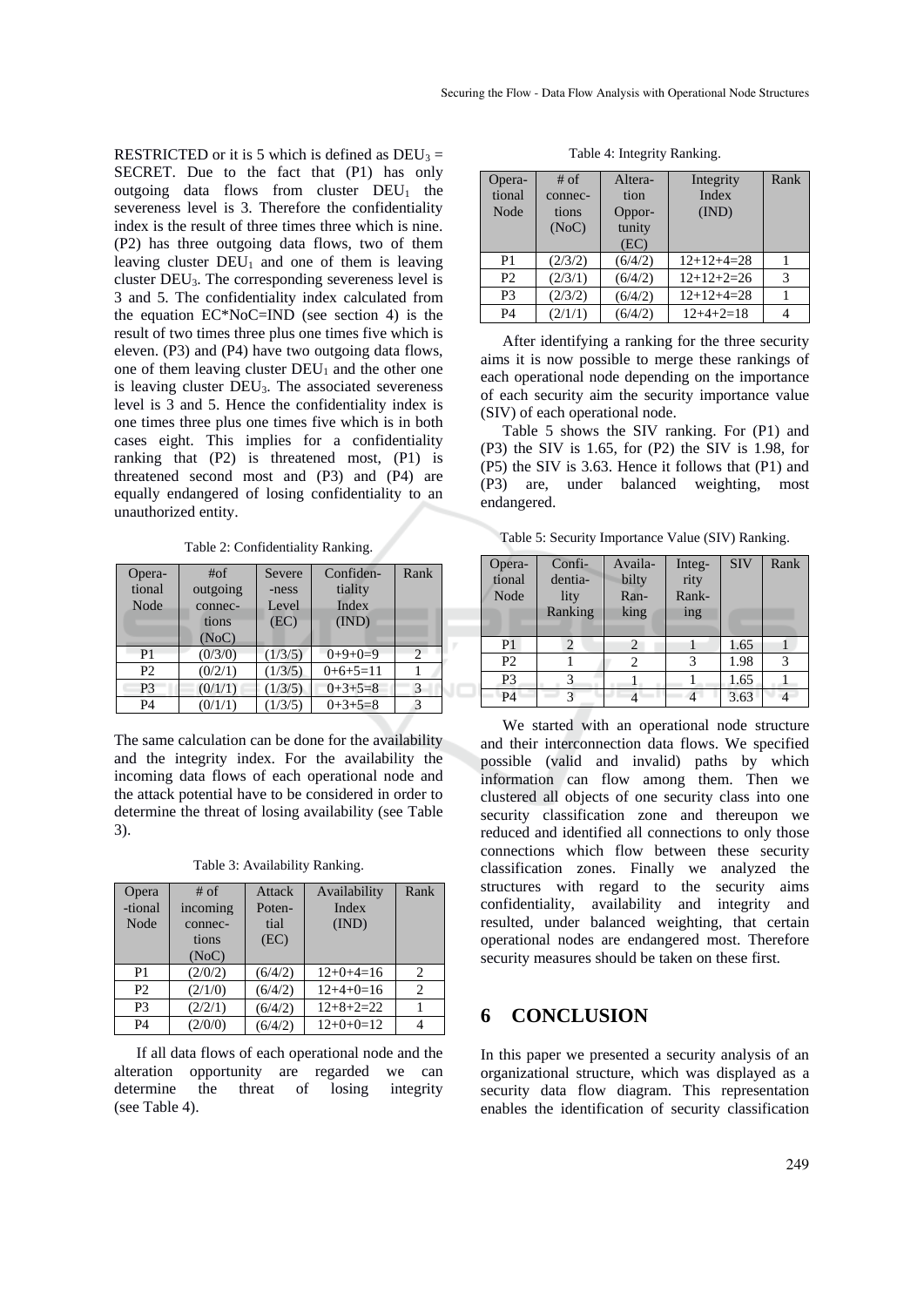RESTRICTED or it is 5 which is defined as $DEU_3$ = SECRET. Due to the fact that (P1) has only outgoing data flows from cluster $DEU_1$ the severeness level is 3. Therefore the confidentiality index is the result of three times three which is nine. (P2) has three outgoing data flows, two of them leaving cluster $DEU_1$ and one of them is leaving cluster $DEU_3$. The corresponding severeness level is 3 and 5. The confidentiality index calculated from the equation EC*NoC=IND (see section 4) is the result of two times three plus one times five which is eleven. (P3) and (P4) have two outgoing data flows, one of them leaving cluster $DEU_1$ and the other one is leaving cluster $DEU_3$. The associated severeness level is 3 and 5. Hence the confidentiality index is one times three plus one times five which is in both cases eight. This implies for a confidentiality ranking that (P2) is threatened most, (P1) is threatened second most and (P3) and (P4) are equally endangered of losing confidentiality to an unauthorized entity.

Table 2: Confidentiality Ranking.

| Operational Node | #of outgoing connections (NoC) | Severeness Level (EC) | Confidentiality Index (IND) | Rank |
|---|---|---|---|---|
| P1 | (0/3/0) | (1/3/5) | 0+9+0=9 | 2 |
| P2 | (0/2/1) | (1/3/5) | 0+6+5=11 | 1 |
| P3 | (0/1/1) | (1/3/5) | 0+3+5=8 | 3 |
| P4 | (0/1/1) | (1/3/5) | 0+3+5=8 | 3 |

The same calculation can be done for the availability and the integrity index. For the availability the incoming data flows of each operational node and the attack potential have to be considered in order to determine the threat of losing availability (see Table 3).

Table 3: Availability Ranking.

| Operational Node | # of incoming connections (NoC) | Attack Potential (EC) | Availability Index (IND) | Rank |
|---|---|---|---|---|
| P1 | (2/0/2) | (6/4/2) | 12+0+4=16 | 2 |
| P2 | (2/1/0) | (6/4/2) | 12+4+0=16 | 2 |
| P3 | (2/2/1) | (6/4/2) | 12+8+2=22 | 1 |
| P4 | (2/0/0) | (6/4/2) | 12+0+0=12 | 4 |

If all data flows of each operational node and the alteration opportunity are regarded we can determine the threat of losing integrity (see Table 4).

Table 4: Integrity Ranking.

| Operational Node | # of connections (NoC) | Alteration Opportunity (EC) | Integrity Index (IND) | Rank |
|---|---|---|---|---|
| P1 | (2/3/2) | (6/4/2) | 12+12+4=28 | 1 |
| P2 | (2/3/1) | (6/4/2) | 12+12+2=26 | 3 |
| P3 | (2/3/2) | (6/4/2) | 12+12+4=28 | 1 |
| P4 | (2/1/1) | (6/4/2) | 12+4+2=18 | 4 |

After identifying a ranking for the three security aims it is now possible to merge these rankings of each operational node depending on the importance of each security aim the security importance value (SIV) of each operational node.

Table 5 shows the SIV ranking. For (P1) and (P3) the SIV is 1.65, for (P2) the SIV is 1.98, for (P5) the SIV is 3.63. Hence it follows that (P1) and (P3) are, under balanced weighting, most endangered.

Table 5: Security Importance Value (SIV) Ranking.

| Operational Node | Confidentiality Ranking | Availability Ranking | Integrity Ranking | SIV | Rank |
|---|---|---|---|---|---|
| P1 | 2 | 2 | 1 | 1.65 | 1 |
| P2 | 1 | 2 | 3 | 1.98 | 3 |
| P3 | 3 | 1 | 1 | 1.65 | 1 |
| P4 | 3 | 4 | 4 | 3.63 | 4 |

We started with an operational node structure and their interconnection data flows. We specified possible (valid and invalid) paths by which information can flow among them. Then we clustered all objects of one security class into one security classification zone and thereupon we reduced and identified all connections to only those connections which flow between these security classification zones. Finally we analyzed the structures with regard to the security aims confidentiality, availability and integrity and resulted, under balanced weighting, that certain operational nodes are endangered most. Therefore security measures should be taken on these first.

## 6 CONCLUSION

In this paper we presented a security analysis of an organizational structure, which was displayed as a security data flow diagram. This representation enables the identification of security classification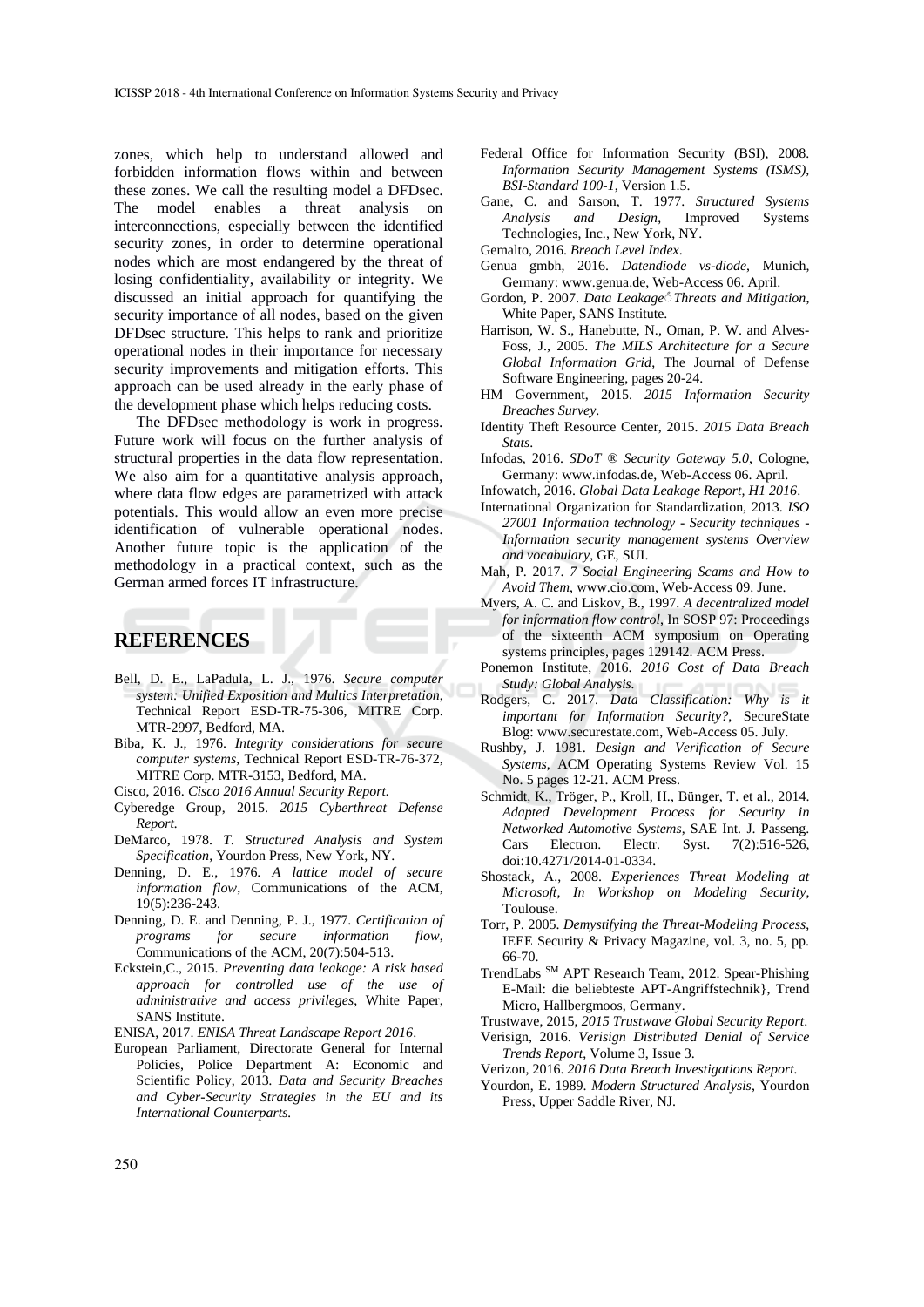zones, which help to understand allowed and forbidden information flows within and between these zones. We call the resulting model a DFDsec. The model enables a threat analysis on interconnections, especially between the identified security zones, in order to determine operational nodes which are most endangered by the threat of losing confidentiality, availability or integrity. We discussed an initial approach for quantifying the security importance of all nodes, based on the given DFDsec structure. This helps to rank and prioritize operational nodes in their importance for necessary security improvements and mitigation efforts. This approach can be used already in the early phase of the development phase which helps reducing costs.

The DFDsec methodology is work in progress. Future work will focus on the further analysis of structural properties in the data flow representation. We also aim for a quantitative analysis approach, where data flow edges are parametrized with attack potentials. This would allow an even more precise identification of vulnerable operational nodes. Another future topic is the application of the methodology in a practical context, such as the German armed forces IT infrastructure.

## REFERENCES

Bell, D. E., LaPadula, L. J., 1976. *Secure computer system: Unified Exposition and Multics Interpretation*, Technical Report ESD-TR-75-306, MITRE Corp. MTR-2997, Bedford, MA.

Biba, K. J., 1976. *Integrity considerations for secure computer systems*, Technical Report ESD-TR-76-372, MITRE Corp. MTR-3153, Bedford, MA.

Cisco, 2016. *Cisco 2016 Annual Security Report.*

Cyberedge Group, 2015. *2015 Cyberthreat Defense Report.*

DeMarco, 1978. *T. Structured Analysis and System Specification*, Yourdon Press, New York, NY.

Denning, D. E., 1976. *A lattice model of secure information flow*, Communications of the ACM, 19(5):236-243.

Denning, D. E. and Denning, P. J., 1977. *Certification of programs for secure information flow*, Communications of the ACM, 20(7):504-513.

Eckstein,C., 2015. *Preventing data leakage: A risk based approach for controlled use of the use of administrative and access privileges*, White Paper, SANS Institute.

ENISA, 2017. *ENISA Threat Landscape Report 2016*.

European Parliament, Directorate General for Internal Policies, Police Department A: Economic and Scientific Policy, 2013. *Data and Security Breaches and Cyber-Security Strategies in the EU and its International Counterparts.*

Federal Office for Information Security (BSI), 2008. *Information Security Management Systems (ISMS), BSI-Standard 100-1*, Version 1.5.

Gane, C. and Sarson, T. 1977. *Structured Systems Analysis and Design*, Improved Systems Technologies, Inc., New York, NY.

Gemalto, 2016. *Breach Level Index*.

Genua gmbh, 2016. *Datendiode vs-diode*, Munich, Germany: www.genua.de, Web-Access 06. April.

Gordon, P. 2007. *Data Leakage Threats and Mitigation*, White Paper, SANS Institute.

Harrison, W. S., Hanebutte, N., Oman, P. W. and Alves-Foss, J., 2005. *The MILS Architecture for a Secure Global Information Grid*, The Journal of Defense Software Engineering, pages 20-24.

HM Government, 2015. *2015 Information Security Breaches Survey*.

Identity Theft Resource Center, 2015. *2015 Data Breach Stats*.

Infodas, 2016. *SDoT ® Security Gateway 5.0*, Cologne, Germany: www.infodas.de, Web-Access 06. April.

Infowatch, 2016. *Global Data Leakage Report, H1 2016*.

International Organization for Standardization, 2013. *ISO 27001 Information technology - Security techniques - Information security management systems Overview and vocabulary*, GE, SUI.

Mah, P. 2017. *7 Social Engineering Scams and How to Avoid Them*, www.cio.com, Web-Access 09. June.

Myers, A. C. and Liskov, B., 1997. *A decentralized model for information flow control*, In SOSP 97: Proceedings of the sixteenth ACM symposium on Operating systems principles, pages 129142. ACM Press.

Ponemon Institute, 2016. *2016 Cost of Data Breach Study: Global Analysis.*

Rodgers, C. 2017. *Data Classification: Why is it important for Information Security?*, SecureState Blog: www.securestate.com, Web-Access 05. July.

Rushby, J. 1981. *Design and Verification of Secure Systems*, ACM Operating Systems Review Vol. 15 No. 5 pages 12-21. ACM Press.

Schmidt, K., Tröger, P., Kroll, H., Bünger, T. et al., 2014. *Adapted Development Process for Security in Networked Automotive Systems*, SAE Int. J. Passeng. Cars Electron. Electr. Syst. 7(2):516-526, doi:10.4271/2014-01-0334.

Shostack, A., 2008. *Experiences Threat Modeling at Microsoft, In Workshop on Modeling Security*, Toulouse.

Torr, P. 2005. *Demystifying the Threat-Modeling Process*, IEEE Security & Privacy Magazine, vol. 3, no. 5, pp. 66-70.

TrendLabs SM APT Research Team, 2012. Spear-Phishing E-Mail: die beliebteste APT-Angriffstechnik}, Trend Micro, Hallbergmoos, Germany.

Trustwave, 2015, *2015 Trustwave Global Security Report*.

Verisign, 2016. *Verisign Distributed Denial of Service Trends Report*, Volume 3, Issue 3.

Verizon, 2016. *2016 Data Breach Investigations Report.*

Yourdon, E. 1989. *Modern Structured Analysis*, Yourdon Press, Upper Saddle River, NJ.